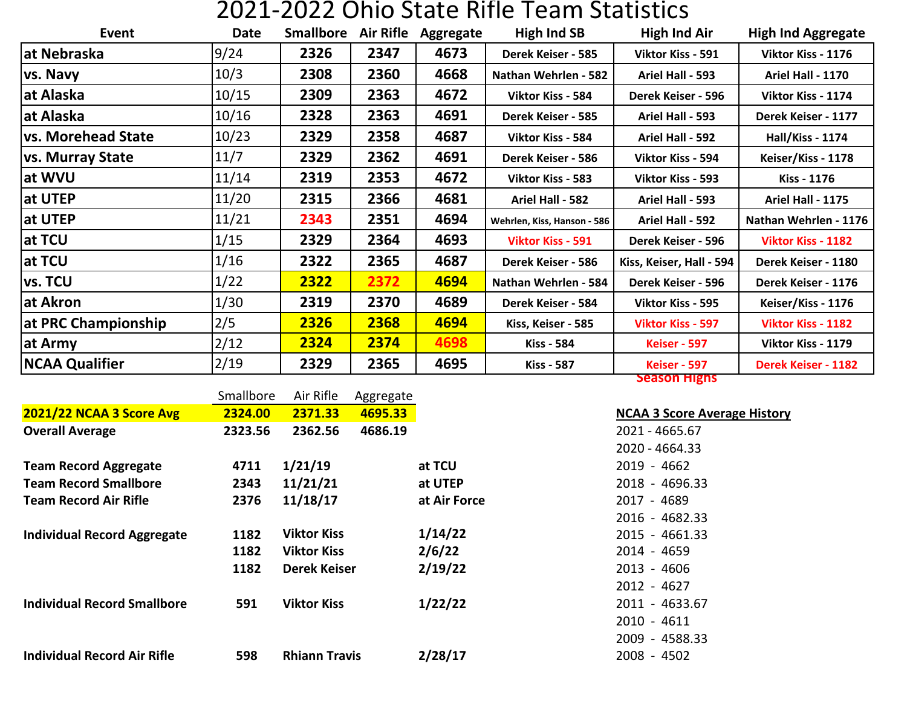# 2021-2022 Ohio State Rifle Team Statistics

| Event | Date | Smallbore | Air Rifle | Aggregate | High Ind SB | High Ind Air | High Ind Aggregate |
|---|---|---|---|---|---|---|---|
| at Nebraska | 9/24 | 2326 | 2347 | 4673 | Derek Keiser - 585 | Viktor Kiss - 591 | Viktor Kiss - 1176 |
| vs. Navy | 10/3 | 2308 | 2360 | 4668 | Nathan Wehrlen - 582 | Ariel Hall - 593 | Ariel Hall - 1170 |
| at Alaska | 10/15 | 2309 | 2363 | 4672 | Viktor Kiss - 584 | Derek Keiser - 596 | Viktor Kiss - 1174 |
| at Alaska | 10/16 | 2328 | 2363 | 4691 | Derek Keiser - 585 | Ariel Hall - 593 | Derek Keiser - 1177 |
| vs. Morehead State | 10/23 | 2329 | 2358 | 4687 | Viktor Kiss - 584 | Ariel Hall - 592 | Hall/Kiss - 1174 |
| vs. Murray State | 11/7 | 2329 | 2362 | 4691 | Derek Keiser - 586 | Viktor Kiss - 594 | Keiser/Kiss - 1178 |
| at WVU | 11/14 | 2319 | 2353 | 4672 | Viktor Kiss - 583 | Viktor Kiss - 593 | Kiss - 1176 |
| at UTEP | 11/20 | 2315 | 2366 | 4681 | Ariel Hall - 582 | Ariel Hall - 593 | Ariel Hall - 1175 |
| at UTEP | 11/21 | 2343 | 2351 | 4694 | Wehrlen, Kiss, Hanson - 586 | Ariel Hall - 592 | Nathan Wehrlen - 1176 |
| at TCU | 1/15 | 2329 | 2364 | 4693 | Viktor Kiss - 591 | Derek Keiser - 596 | Viktor Kiss - 1182 |
| at TCU | 1/16 | 2322 | 2365 | 4687 | Derek Keiser - 586 | Kiss, Keiser, Hall - 594 | Derek Keiser - 1180 |
| vs. TCU | 1/22 | 2322 | 2372 | 4694 | Nathan Wehrlen - 584 | Derek Keiser - 596 | Derek Keiser - 1176 |
| at Akron | 1/30 | 2319 | 2370 | 4689 | Derek Keiser - 584 | Viktor Kiss - 595 | Keiser/Kiss - 1176 |
| at PRC Championship | 2/5 | 2326 | 2368 | 4694 | Kiss, Keiser - 585 | Viktor Kiss - 597 | Viktor Kiss - 1182 |
| at Army | 2/12 | 2324 | 2374 | 4698 | Kiss - 584 | Keiser - 597 | Viktor Kiss - 1179 |
| NCAA Qualifier | 2/19 | 2329 | 2365 | 4695 | Kiss - 587 | Keiser - 597 | Derek Keiser - 1182 |

Season Highs

| | Smallbore | Air Rifle | Aggregate |
|---|---|---|---|
| 2021/22 NCAA 3 Score Avg | 2324.00 | 2371.33 | 4695.33 |
| Overall Average | 2323.56 | 2362.56 | 4686.19 |

| | | | |
|---|---|---|---|
| Team Record Aggregate | 4711 | 1/21/19 | at TCU |
| Team Record Smallbore | 2343 | 11/21/21 | at UTEP |
| Team Record Air Rifle | 2376 | 11/18/17 | at Air Force |
| Individual Record Aggregate | 1182 | Viktor Kiss | 1/14/22 |
| | 1182 | Viktor Kiss | 2/6/22 |
| | 1182 | Derek Keiser | 2/19/22 |
| Individual Record Smallbore | 591 | Viktor Kiss | 1/22/22 |
| Individual Record Air Rifle | 598 | Rhiann Travis | 2/28/17 |

**NCAA 3 Score Average History**

- 2021 - 4665.67
- 2020 - 4664.33
- 2019 - 4662
- 2018 - 4696.33
- 2017 - 4689
- 2016 - 4682.33
- 2015 - 4661.33
- 2014 - 4659
- 2013 - 4606
- 2012 - 4627
- 2011 - 4633.67
- 2010 - 4611
- 2009 - 4588.33
- 2008 - 4502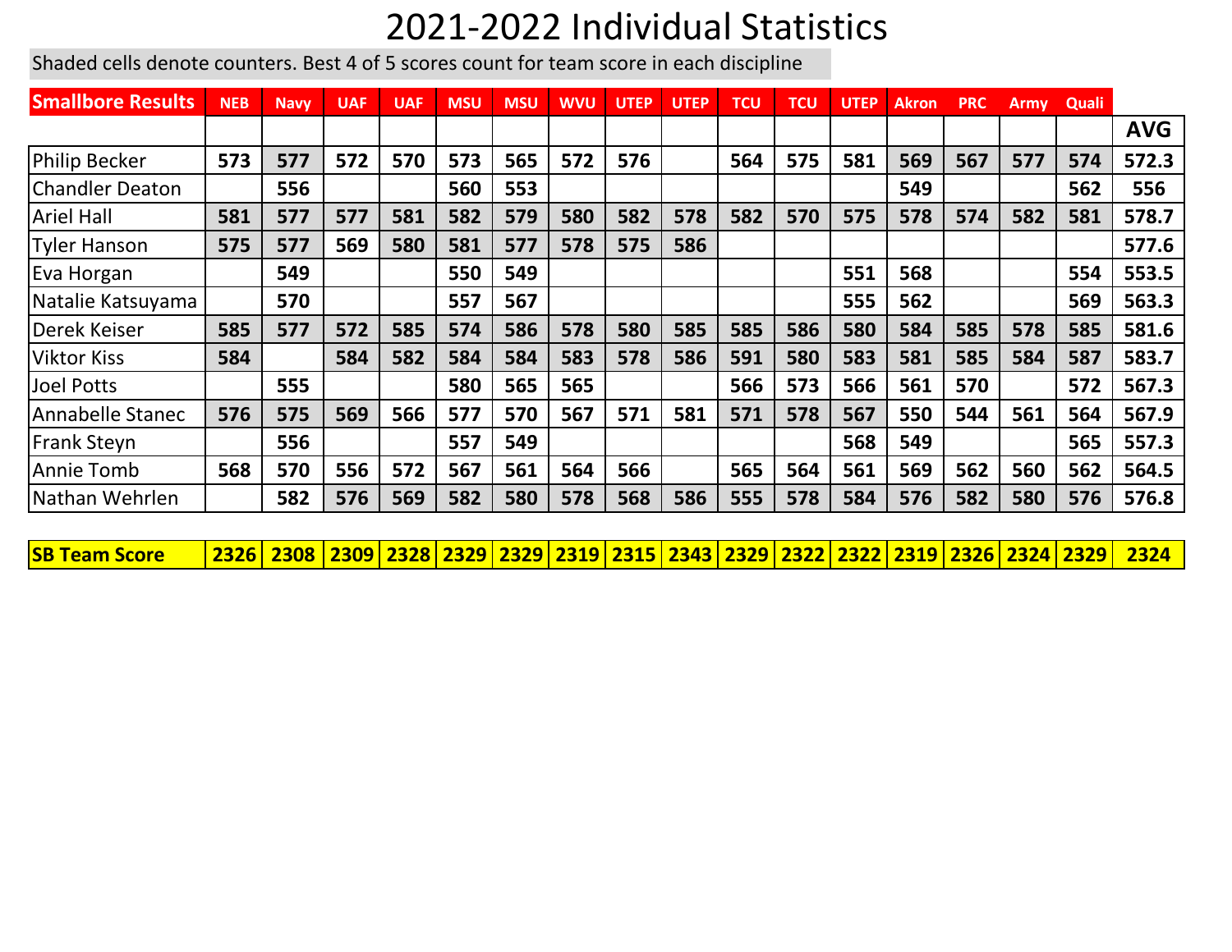# 2021-2022 Individual Statistics

Shaded cells denote counters. Best 4 of 5 scores count for team score in each discipline

| Smallbore Results | NEB | Navy | UAF | UAF | MSU | MSU | WVU | UTEP | UTEP | TCU | TCU | UTEP | Akron | PRC | Army | Quali | AVG |
|---|---|---|---|---|---|---|---|---|---|---|---|---|---|---|---|---|---|
| Philip Becker | 573 | 577 | 572 | 570 | 573 | 565 | 572 | 576 | | 564 | 575 | 581 | 569 | 567 | 577 | 574 | 572.3 |
| Chandler Deaton | | 556 | | | 560 | 553 | | | | | | | 549 | | | 562 | 556 |
| Ariel Hall | 581 | 577 | 577 | 581 | 582 | 579 | 580 | 582 | 578 | 582 | 570 | 575 | 578 | 574 | 582 | 581 | 578.7 |
| Tyler Hanson | 575 | 577 | 569 | 580 | 581 | 577 | 578 | 575 | 586 | | | | | | | | 577.6 |
| Eva Horgan | | 549 | | | 550 | 549 | | | | | | 551 | 568 | | | 554 | 553.5 |
| Natalie Katsuyama | | 570 | | | 557 | 567 | | | | | | 555 | 562 | | | 569 | 563.3 |
| Derek Keiser | 585 | 577 | 572 | 585 | 574 | 586 | 578 | 580 | 585 | 585 | 586 | 580 | 584 | 585 | 578 | 585 | 581.6 |
| Viktor Kiss | 584 | | 584 | 582 | 584 | 584 | 583 | 578 | 586 | 591 | 580 | 583 | 581 | 585 | 584 | 587 | 583.7 |
| Joel Potts | | 555 | | | 580 | 565 | 565 | | | 566 | 573 | 566 | 561 | 570 | | 572 | 567.3 |
| Annabelle Stanec | 576 | 575 | 569 | 566 | 577 | 570 | 567 | 571 | 581 | 571 | 578 | 567 | 550 | 544 | 561 | 564 | 567.9 |
| Frank Steyn | | 556 | | | 557 | 549 | | | | | | 568 | 549 | | | 565 | 557.3 |
| Annie Tomb | 568 | 570 | 556 | 572 | 567 | 561 | 564 | 566 | | 565 | 564 | 561 | 569 | 562 | 560 | 562 | 564.5 |
| Nathan Wehrlen | | 582 | 576 | 569 | 582 | 580 | 578 | 568 | 586 | 555 | 578 | 584 | 576 | 582 | 580 | 576 | 576.8 |
| **SB Team Score** | **2326** | **2308** | **2309** | **2328** | **2329** | **2329** | **2319** | **2315** | **2343** | **2329** | **2322** | **2322** | **2319** | **2326** | **2324** | **2329** | **2324** |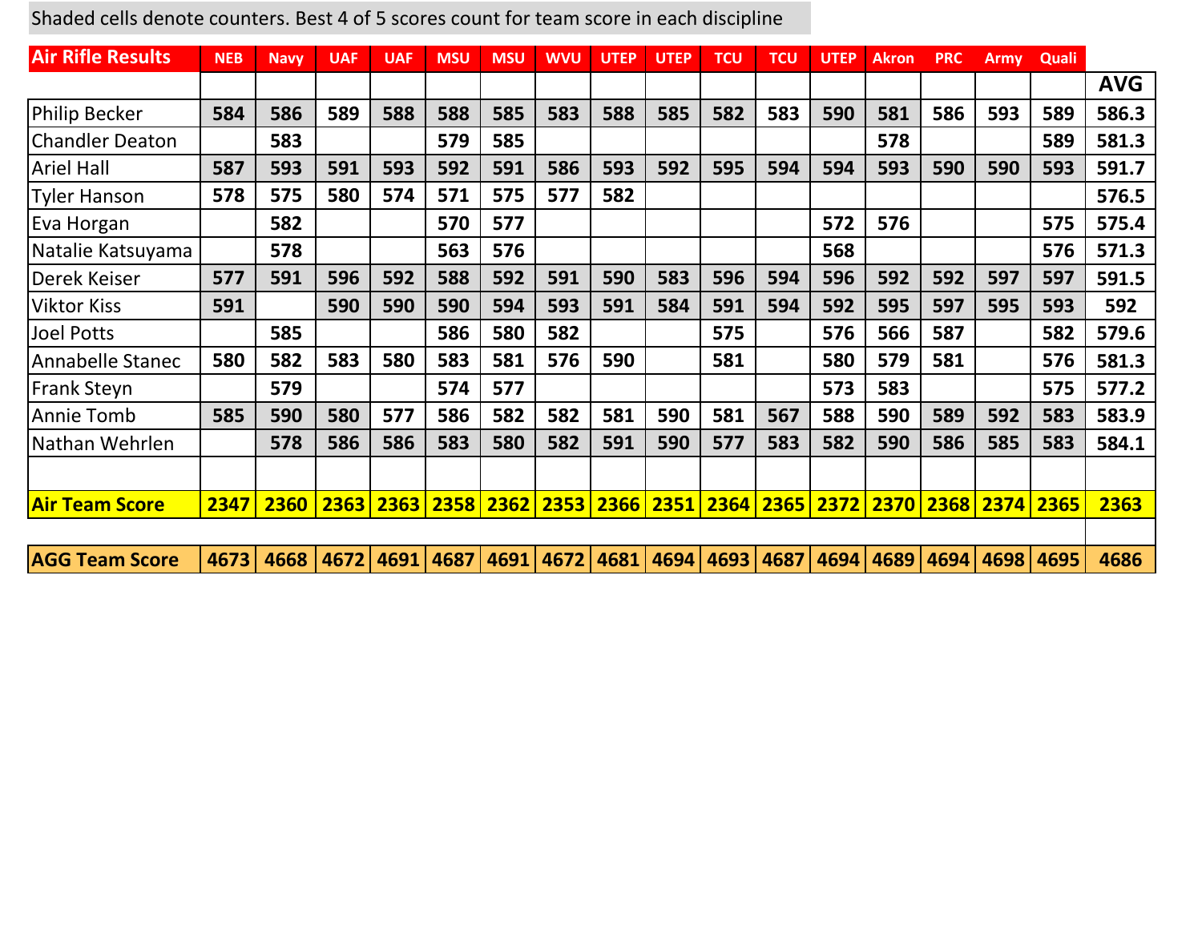Shaded cells denote counters. Best 4 of 5 scores count for team score in each discipline

| Air Rifle Results | NEB | Navy | UAF | UAF | MSU | MSU | WVU | UTEP | UTEP | TCU | TCU | UTEP | Akron | PRC | Army | Quali | AVG |
|---|---|---|---|---|---|---|---|---|---|---|---|---|---|---|---|---|---|
| Philip Becker | 584 | 586 | 589 | 588 | 588 | 585 | 583 | 588 | 585 | 582 | 583 | 590 | 581 | 586 | 593 | 589 | 586.3 |
| Chandler Deaton | | 583 | | | 579 | 585 | | | | | | | 578 | | | 589 | 581.3 |
| Ariel Hall | 587 | 593 | 591 | 593 | 592 | 591 | 586 | 593 | 592 | 595 | 594 | 594 | 593 | 590 | 590 | 593 | 591.7 |
| Tyler Hanson | 578 | 575 | 580 | 574 | 571 | 575 | 577 | 582 | | | | | | | | | 576.5 |
| Eva Horgan | | 582 | | | 570 | 577 | | | | | | 572 | 576 | | | 575 | 575.4 |
| Natalie Katsuyama | | 578 | | | 563 | 576 | | | | | | 568 | | | | 576 | 571.3 |
| Derek Keiser | 577 | 591 | 596 | 592 | 588 | 592 | 591 | 590 | 583 | 596 | 594 | 596 | 592 | 592 | 597 | 597 | 591.5 |
| Viktor Kiss | 591 | | 590 | 590 | 590 | 594 | 593 | 591 | 584 | 591 | 594 | 592 | 595 | 597 | 595 | 593 | 592 |
| Joel Potts | | 585 | | | 586 | 580 | 582 | | | 575 | | 576 | 566 | 587 | | 582 | 579.6 |
| Annabelle Stanec | 580 | 582 | 583 | 580 | 583 | 581 | 576 | 590 | | 581 | | 580 | 579 | 581 | | 576 | 581.3 |
| Frank Steyn | | 579 | | | 574 | 577 | | | | | | 573 | 583 | | | 575 | 577.2 |
| Annie Tomb | 585 | 590 | 580 | 577 | 586 | 582 | 582 | 581 | 590 | 581 | 567 | 588 | 590 | 589 | 592 | 583 | 583.9 |
| Nathan Wehrlen | | 578 | 586 | 586 | 583 | 580 | 582 | 591 | 590 | 577 | 583 | 582 | 590 | 586 | 585 | 583 | 584.1 |
| | | | | | | | | | | | | | | | | | |
| **Air Team Score** | 2347 | 2360 | 2363 | 2363 | 2358 | 2362 | 2353 | 2366 | 2351 | 2364 | 2365 | 2372 | 2370 | 2368 | 2374 | 2365 | 2363 |
| | | | | | | | | | | | | | | | | | |
| **AGG Team Score** | 4673 | 4668 | 4672 | 4691 | 4687 | 4691 | 4672 | 4681 | 4694 | 4693 | 4687 | 4694 | 4689 | 4694 | 4698 | 4695 | 4686 |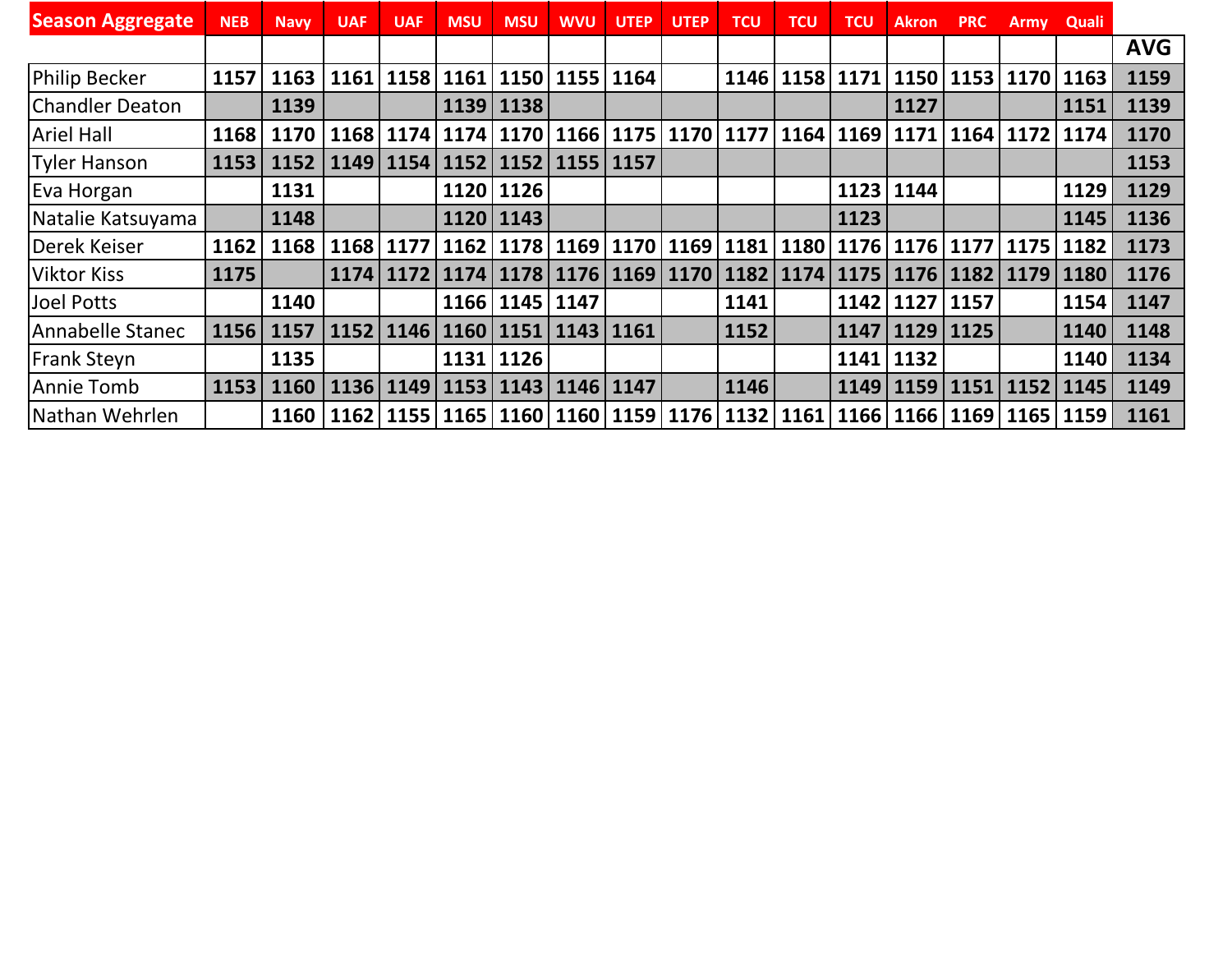| Season Aggregate | NEB | Navy | UAF | UAF | MSU | MSU | WVU | UTEP | UTEP | TCU | TCU | TCU | Akron | PRC | Army | Quali | AVG |
|---|---|---|---|---|---|---|---|---|---|---|---|---|---|---|---|---|---|
| Philip Becker | 1157 | 1163 | 1161 | 1158 | 1161 | 1150 | 1155 | 1164 | | 1146 | 1158 | 1171 | 1150 | 1153 | 1170 | 1163 | 1159 |
| Chandler Deaton | | 1139 | | | 1139 | 1138 | | | | | | | 1127 | | | 1151 | 1139 |
| Ariel Hall | 1168 | 1170 | 1168 | 1174 | 1174 | 1170 | 1166 | 1175 | 1170 | 1177 | 1164 | 1169 | 1171 | 1164 | 1172 | 1174 | 1170 |
| Tyler Hanson | 1153 | 1152 | 1149 | 1154 | 1152 | 1152 | 1155 | 1157 | | | | | | | | | 1153 |
| Eva Horgan | | 1131 | | | 1120 | 1126 | | | | | | 1123 | 1144 | | | 1129 | 1129 |
| Natalie Katsuyama | | 1148 | | | 1120 | 1143 | | | | | | 1123 | | | | 1145 | 1136 |
| Derek Keiser | 1162 | 1168 | 1168 | 1177 | 1162 | 1178 | 1169 | 1170 | 1169 | 1181 | 1180 | 1176 | 1176 | 1177 | 1175 | 1182 | 1173 |
| Viktor Kiss | 1175 | | 1174 | 1172 | 1174 | 1178 | 1176 | 1169 | 1170 | 1182 | 1174 | 1175 | 1176 | 1182 | 1179 | 1180 | 1176 |
| Joel Potts | | 1140 | | | 1166 | 1145 | 1147 | | | 1141 | | 1142 | 1127 | 1157 | | 1154 | 1147 |
| Annabelle Stanec | 1156 | 1157 | 1152 | 1146 | 1160 | 1151 | 1143 | 1161 | | 1152 | | 1147 | 1129 | 1125 | | 1140 | 1148 |
| Frank Steyn | | 1135 | | | 1131 | 1126 | | | | | | 1141 | 1132 | | | 1140 | 1134 |
| Annie Tomb | 1153 | 1160 | 1136 | 1149 | 1153 | 1143 | 1146 | 1147 | | 1146 | | 1149 | 1159 | 1151 | 1152 | 1145 | 1149 |
| Nathan Wehrlen | | 1160 | 1162 | 1155 | 1165 | 1160 | 1160 | 1159 | 1176 | 1132 | 1161 | 1166 | 1166 | 1169 | 1165 | 1159 | 1161 |